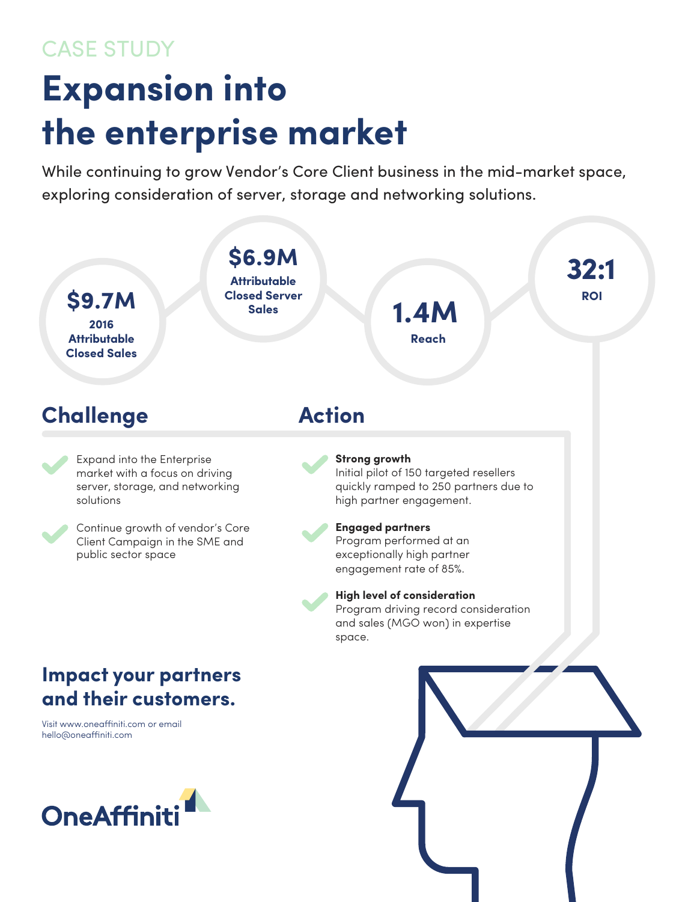CASE STUDY

# Expansion into the enterprise market

While continuing to grow Vendor's Core Client business in the mid-market space, exploring consideration of server, storage and networking solutions.

**$9.7M**
**2016 Attributable Closed Sales**

**$6.9M**
**Attributable Closed Server Sales**

**1.4M**
**Reach**

**32:1**
**ROI**

## Challenge

- Expand into the Enterprise market with a focus on driving server, storage, and networking solutions
- Continue growth of vendor's Core Client Campaign in the SME and public sector space

## Action

- **Strong growth**
  Initial pilot of 150 targeted resellers quickly ramped to 250 partners due to high partner engagement.
- **Engaged partners**
  Program performed at an exceptionally high partner engagement rate of 85%.
- **High level of consideration**
  Program driving record consideration and sales (MGO won) in expertise space.

## Impact your partners and their customers.

Visit www.oneaffiniti.com or email hello@oneaffiniti.com

OneAffiniti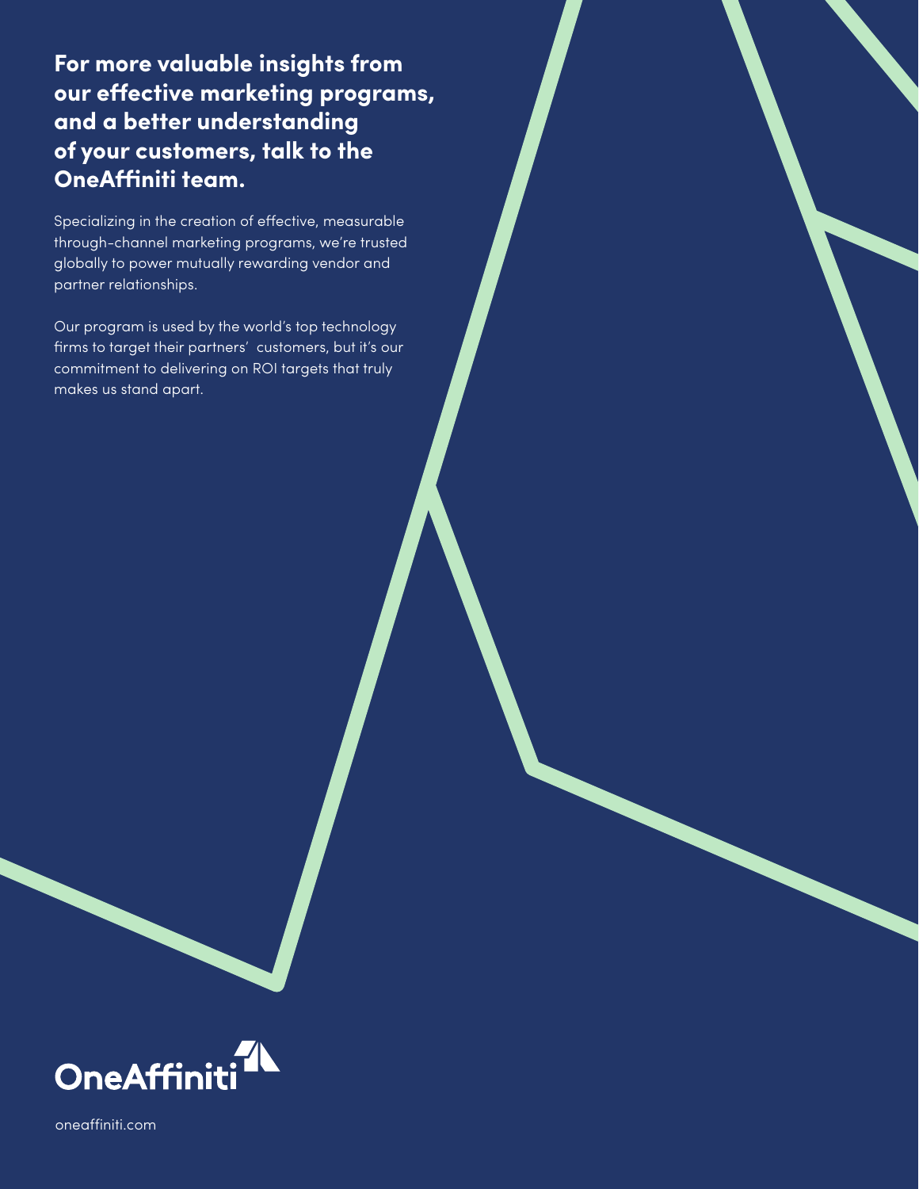**For more valuable insights from our effective marketing programs, and a better understanding of your customers, talk to the OneAffiniti team.**

Specializing in the creation of effective, measurable through-channel marketing programs, we're trusted globally to power mutually rewarding vendor and partner relationships.

Our program is used by the world's top technology firms to target their partners' customers, but it's our commitment to delivering on ROI targets that truly makes us stand apart.

OneAffiniti

oneaffiniti.com